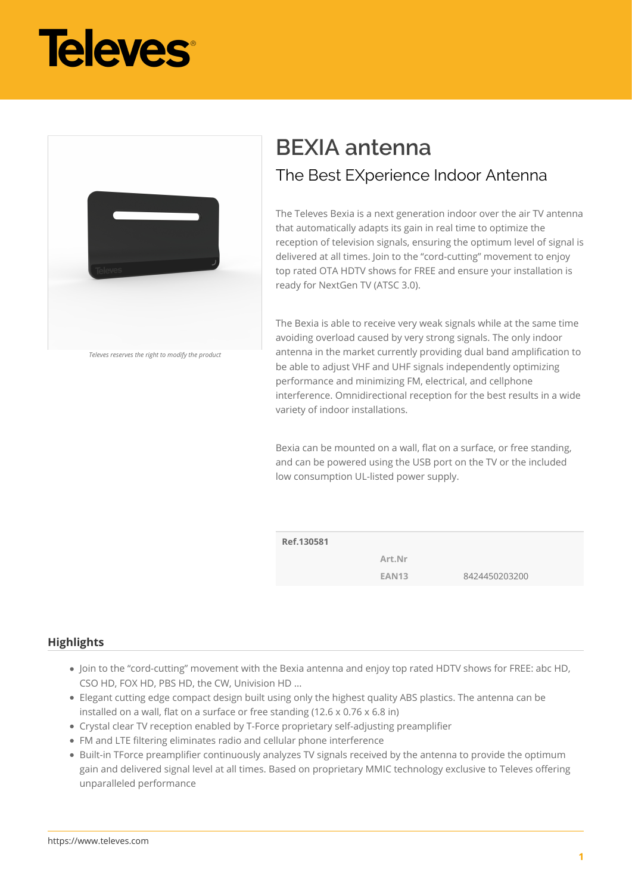# BEXIA antenna

## The Best EXperience Indoor Antenna

*Televes reserves the right to modify the product*

The Televes Bexia is a next generation indoor over the air TV antenna that automatically adapts its gain in real time to optimize the reception of television signals, ensuring the optimum level of signal is delivered at all times. Join to the "cord-cutting" movement to enjoy top rated OTA HDTV shows for FREE and ensure your installation is ready for NextGen TV (ATSC 3.0).

The Bexia is able to receive very weak signals while at the same time avoiding overload caused by very strong signals. The only indoor antenna in the market currently providing dual band amplification to be able to adjust VHF and UHF signals independently optimizing performance and minimizing FM, electrical, and cellphone interference. Omnidirectional reception for the best results in a wide variety of indoor installations.

Bexia can be mounted on a wall, flat on a surface, or free standing, and can be powered using the USB port on the TV or the included low consumption UL-listed power supply.

| **Ref.130581** | | |
|---|---|---|
| | **Art.Nr** | |
| | **EAN13** | 8424450203200 |

## Highlights

- Join to the "cord-cutting" movement with the Bexia antenna and enjoy top rated HDTV shows for FREE: abc HD, CSO HD, FOX HD, PBS HD, the CW, Univision HD ...
- Elegant cutting edge compact design built using only the highest quality ABS plastics. The antenna can be installed on a wall, flat on a surface or free standing (12.6 x 0.76 x 6.8 in)
- Crystal clear TV reception enabled by T-Force proprietary self-adjusting preamplifier
- FM and LTE filtering eliminates radio and cellular phone interference
- Built-in TForce preamplifier continuously analyzes TV signals received by the antenna to provide the optimum gain and delivered signal level at all times. Based on proprietary MMIC technology exclusive to Televes offering unparalleled performance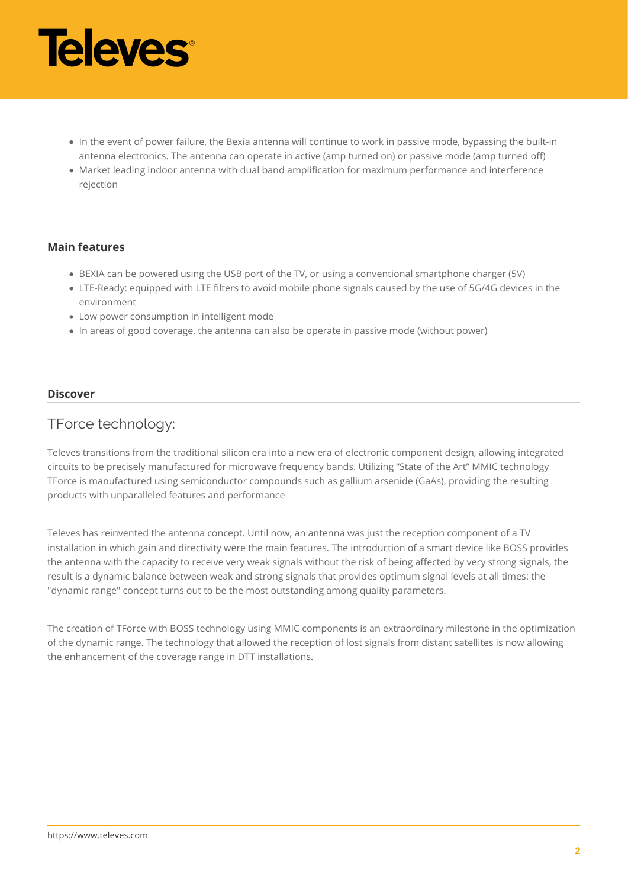- In the event of power failure, the Bexia antenna will continue to work in passive mode, bypassing the built-in antenna electronics. The antenna can operate in active (amp turned on) or passive mode (amp turned off)
- Market leading indoor antenna with dual band amplification for maximum performance and interference rejection

## Main features

- BEXIA can be powered using the USB port of the TV, or using a conventional smartphone charger (5V)
- LTE-Ready: equipped with LTE filters to avoid mobile phone signals caused by the use of 5G/4G devices in the environment
- Low power consumption in intelligent mode
- In areas of good coverage, the antenna can also be operate in passive mode (without power)

## Discover

### TForce technology:

Televes transitions from the traditional silicon era into a new era of electronic component design, allowing integrated circuits to be precisely manufactured for microwave frequency bands. Utilizing "State of the Art" MMIC technology TForce is manufactured using semiconductor compounds such as gallium arsenide (GaAs), providing the resulting products with unparalleled features and performance

Televes has reinvented the antenna concept. Until now, an antenna was just the reception component of a TV installation in which gain and directivity were the main features. The introduction of a smart device like BOSS provides the antenna with the capacity to receive very weak signals without the risk of being affected by very strong signals, the result is a dynamic balance between weak and strong signals that provides optimum signal levels at all times: the "dynamic range" concept turns out to be the most outstanding among quality parameters.

The creation of TForce with BOSS technology using MMIC components is an extraordinary milestone in the optimization of the dynamic range. The technology that allowed the reception of lost signals from distant satellites is now allowing the enhancement of the coverage range in DTT installations.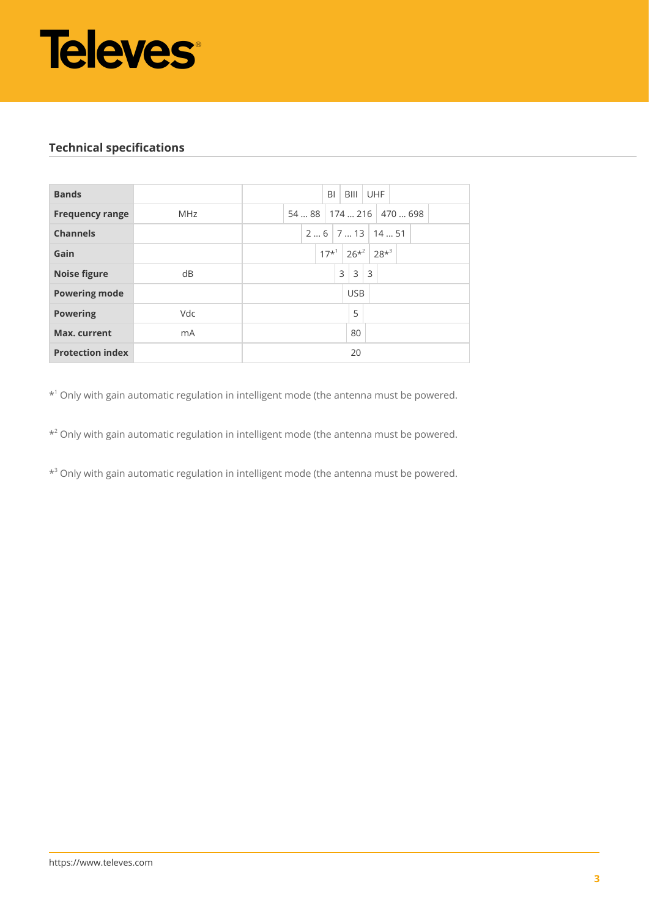## Technical specifications

| | | | | |
|---|---|---|---|---|
| **Bands** | | BI | BIII | UHF |
| **Frequency range** | MHz | 54 ... 88 | 174 ... 216 | 470 ... 698 |
| **Channels** | | 2 ... 6 | 7 ... 13 | 14 ... 51 |
| **Gain** | | 17*[1] | 26*[2] | 28*[3] |
| **Noise figure** | dB | 3 | 3 | 3 |
| **Powering mode** | | USB | | |
| **Powering** | Vdc | 5 | | |
| **Max. current** | mA | 80 | | |
| **Protection index** | | 20 | | |

*[1] Only with gain automatic regulation in intelligent mode (the antenna must be powered.

*[2] Only with gain automatic regulation in intelligent mode (the antenna must be powered.

*[3] Only with gain automatic regulation in intelligent mode (the antenna must be powered.

https://www.televes.com